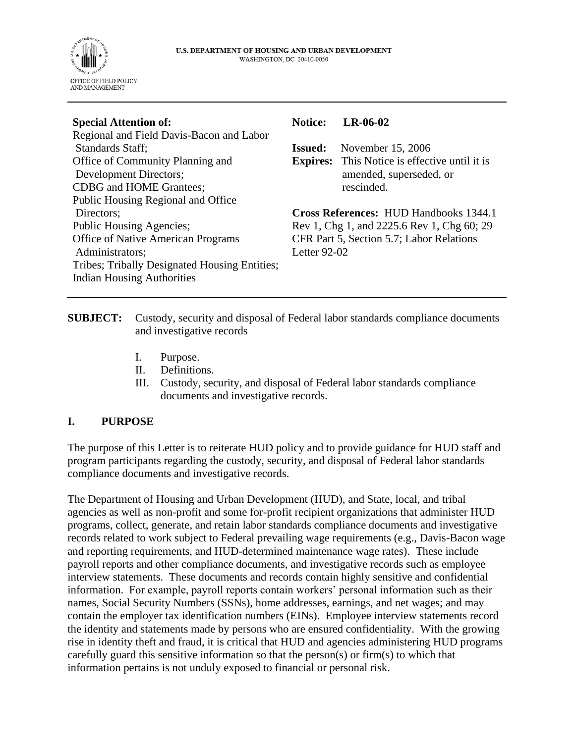U.S. DEPARTMENT OF HOUSING AND URBAN DEVELOPMENT
WASHINGTON, DC 20410-0050

OFFICE OF FIELD POLICY AND MANAGEMENT

---

**Special Attention of:**
Regional and Field Davis-Bacon and Labor Standards Staff;
Office of Community Planning and Development Directors;
CDBG and HOME Grantees;
Public Housing Regional and Office Directors;
Public Housing Agencies;
Office of Native American Programs Administrators;
Tribes; Tribally Designated Housing Entities;
Indian Housing Authorities

**Notice:** **LR-06-02**

**Issued:** November 15, 2006

**Expires:** This Notice is effective until it is amended, superseded, or rescinded.

**Cross References:** HUD Handbooks 1344.1 Rev 1, Chg 1, and 2225.6 Rev 1, Chg 60; 29 CFR Part 5, Section 5.7; Labor Relations Letter 92-02

---

**SUBJECT:** Custody, security and disposal of Federal labor standards compliance documents and investigative records

I. Purpose.
II. Definitions.
III. Custody, security, and disposal of Federal labor standards compliance documents and investigative records.

## I. PURPOSE

The purpose of this Letter is to reiterate HUD policy and to provide guidance for HUD staff and program participants regarding the custody, security, and disposal of Federal labor standards compliance documents and investigative records.

The Department of Housing and Urban Development (HUD), and State, local, and tribal agencies as well as non-profit and some for-profit recipient organizations that administer HUD programs, collect, generate, and retain labor standards compliance documents and investigative records related to work subject to Federal prevailing wage requirements (e.g., Davis-Bacon wage and reporting requirements, and HUD-determined maintenance wage rates). These include payroll reports and other compliance documents, and investigative records such as employee interview statements. These documents and records contain highly sensitive and confidential information. For example, payroll reports contain workers' personal information such as their names, Social Security Numbers (SSNs), home addresses, earnings, and net wages; and may contain the employer tax identification numbers (EINs). Employee interview statements record the identity and statements made by persons who are ensured confidentiality. With the growing rise in identity theft and fraud, it is critical that HUD and agencies administering HUD programs carefully guard this sensitive information so that the person(s) or firm(s) to which that information pertains is not unduly exposed to financial or personal risk.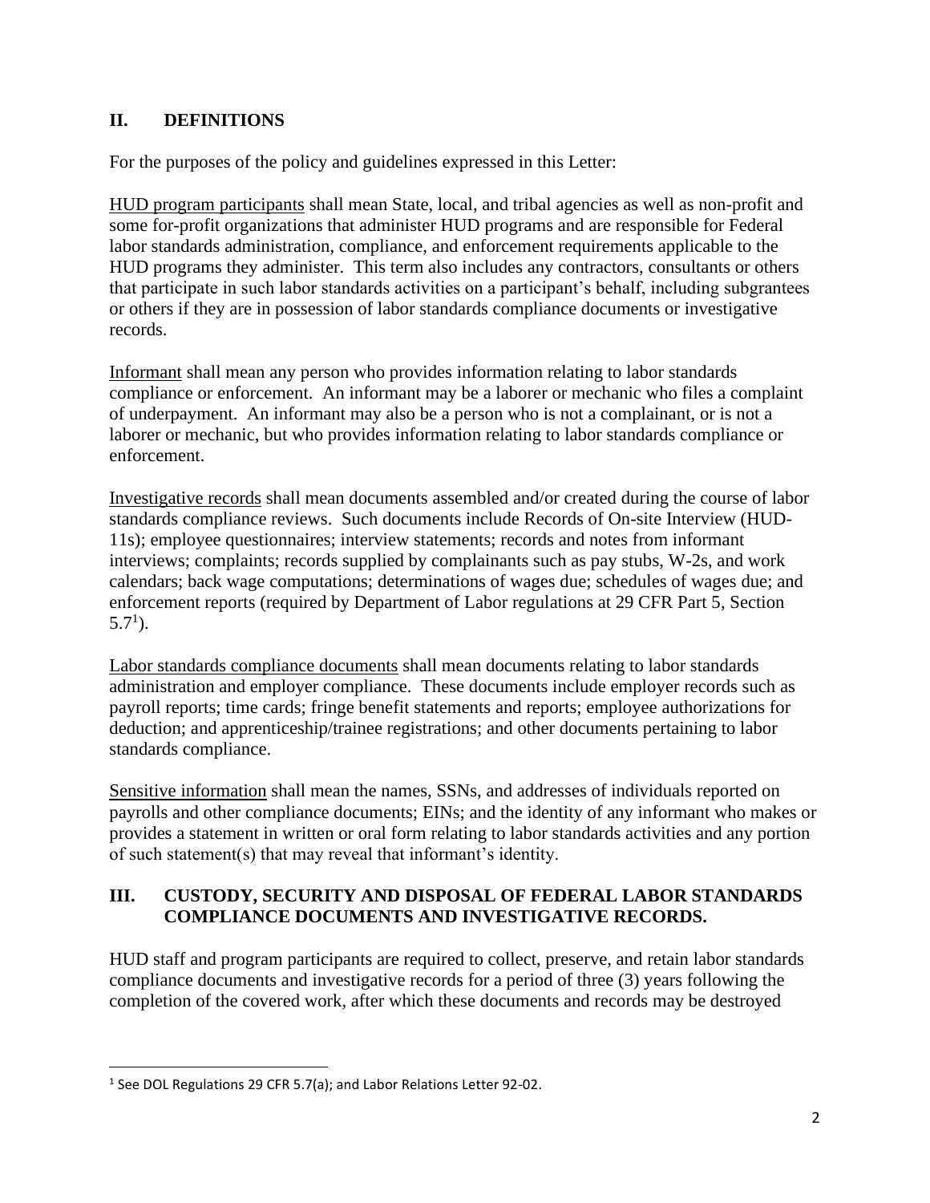## II. DEFINITIONS

For the purposes of the policy and guidelines expressed in this Letter:

<u>HUD program participants</u> shall mean State, local, and tribal agencies as well as non-profit and some for-profit organizations that administer HUD programs and are responsible for Federal labor standards administration, compliance, and enforcement requirements applicable to the HUD programs they administer. This term also includes any contractors, consultants or others that participate in such labor standards activities on a participant's behalf, including subgrantees or others if they are in possession of labor standards compliance documents or investigative records.

<u>Informant</u> shall mean any person who provides information relating to labor standards compliance or enforcement. An informant may be a laborer or mechanic who files a complaint of underpayment. An informant may also be a person who is not a complainant, or is not a laborer or mechanic, but who provides information relating to labor standards compliance or enforcement.

<u>Investigative records</u> shall mean documents assembled and/or created during the course of labor standards compliance reviews. Such documents include Records of On-site Interview (HUD-11s); employee questionnaires; interview statements; records and notes from informant interviews; complaints; records supplied by complainants such as pay stubs, W-2s, and work calendars; back wage computations; determinations of wages due; schedules of wages due; and enforcement reports (required by Department of Labor regulations at 29 CFR Part 5, Section 5.7[1]).

<u>Labor standards compliance documents</u> shall mean documents relating to labor standards administration and employer compliance. These documents include employer records such as payroll reports; time cards; fringe benefit statements and reports; employee authorizations for deduction; and apprenticeship/trainee registrations; and other documents pertaining to labor standards compliance.

<u>Sensitive information</u> shall mean the names, SSNs, and addresses of individuals reported on payrolls and other compliance documents; EINs; and the identity of any informant who makes or provides a statement in written or oral form relating to labor standards activities and any portion of such statement(s) that may reveal that informant's identity.

## III. CUSTODY, SECURITY AND DISPOSAL OF FEDERAL LABOR STANDARDS COMPLIANCE DOCUMENTS AND INVESTIGATIVE RECORDS.

HUD staff and program participants are required to collect, preserve, and retain labor standards compliance documents and investigative records for a period of three (3) years following the completion of the covered work, after which these documents and records may be destroyed

[1] See DOL Regulations 29 CFR 5.7(a); and Labor Relations Letter 92-02.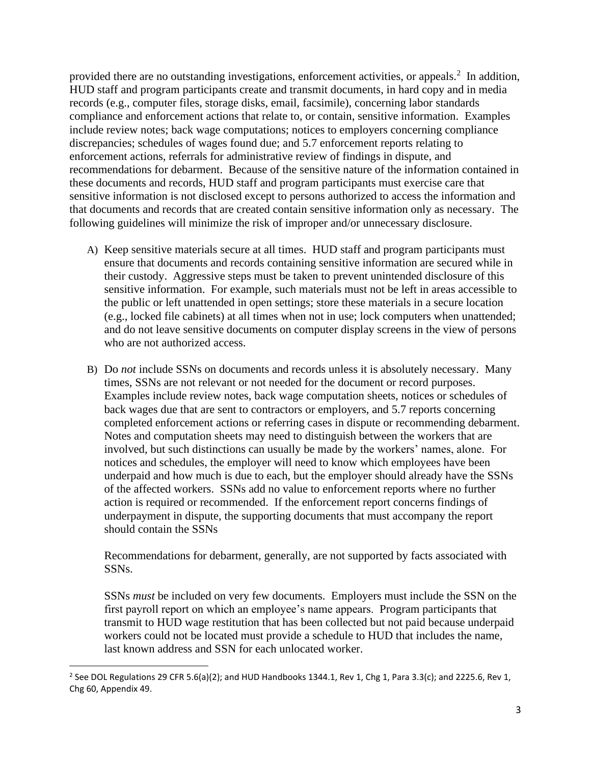provided there are no outstanding investigations, enforcement activities, or appeals.[2] In addition, HUD staff and program participants create and transmit documents, in hard copy and in media records (e.g., computer files, storage disks, email, facsimile), concerning labor standards compliance and enforcement actions that relate to, or contain, sensitive information. Examples include review notes; back wage computations; notices to employers concerning compliance discrepancies; schedules of wages found due; and 5.7 enforcement reports relating to enforcement actions, referrals for administrative review of findings in dispute, and recommendations for debarment. Because of the sensitive nature of the information contained in these documents and records, HUD staff and program participants must exercise care that sensitive information is not disclosed except to persons authorized to access the information and that documents and records that are created contain sensitive information only as necessary. The following guidelines will minimize the risk of improper and/or unnecessary disclosure.

A) Keep sensitive materials secure at all times. HUD staff and program participants must ensure that documents and records containing sensitive information are secured while in their custody. Aggressive steps must be taken to prevent unintended disclosure of this sensitive information. For example, such materials must not be left in areas accessible to the public or left unattended in open settings; store these materials in a secure location (e.g., locked file cabinets) at all times when not in use; lock computers when unattended; and do not leave sensitive documents on computer display screens in the view of persons who are not authorized access.

B) Do *not* include SSNs on documents and records unless it is absolutely necessary. Many times, SSNs are not relevant or not needed for the document or record purposes. Examples include review notes, back wage computation sheets, notices or schedules of back wages due that are sent to contractors or employers, and 5.7 reports concerning completed enforcement actions or referring cases in dispute or recommending debarment. Notes and computation sheets may need to distinguish between the workers that are involved, but such distinctions can usually be made by the workers' names, alone. For notices and schedules, the employer will need to know which employees have been underpaid and how much is due to each, but the employer should already have the SSNs of the affected workers. SSNs add no value to enforcement reports where no further action is required or recommended. If the enforcement report concerns findings of underpayment in dispute, the supporting documents that must accompany the report should contain the SSNs

   Recommendations for debarment, generally, are not supported by facts associated with SSNs.

   SSNs *must* be included on very few documents. Employers must include the SSN on the first payroll report on which an employee's name appears. Program participants that transmit to HUD wage restitution that has been collected but not paid because underpaid workers could not be located must provide a schedule to HUD that includes the name, last known address and SSN for each unlocated worker.

---

[2] See DOL Regulations 29 CFR 5.6(a)(2); and HUD Handbooks 1344.1, Rev 1, Chg 1, Para 3.3(c); and 2225.6, Rev 1, Chg 60, Appendix 49.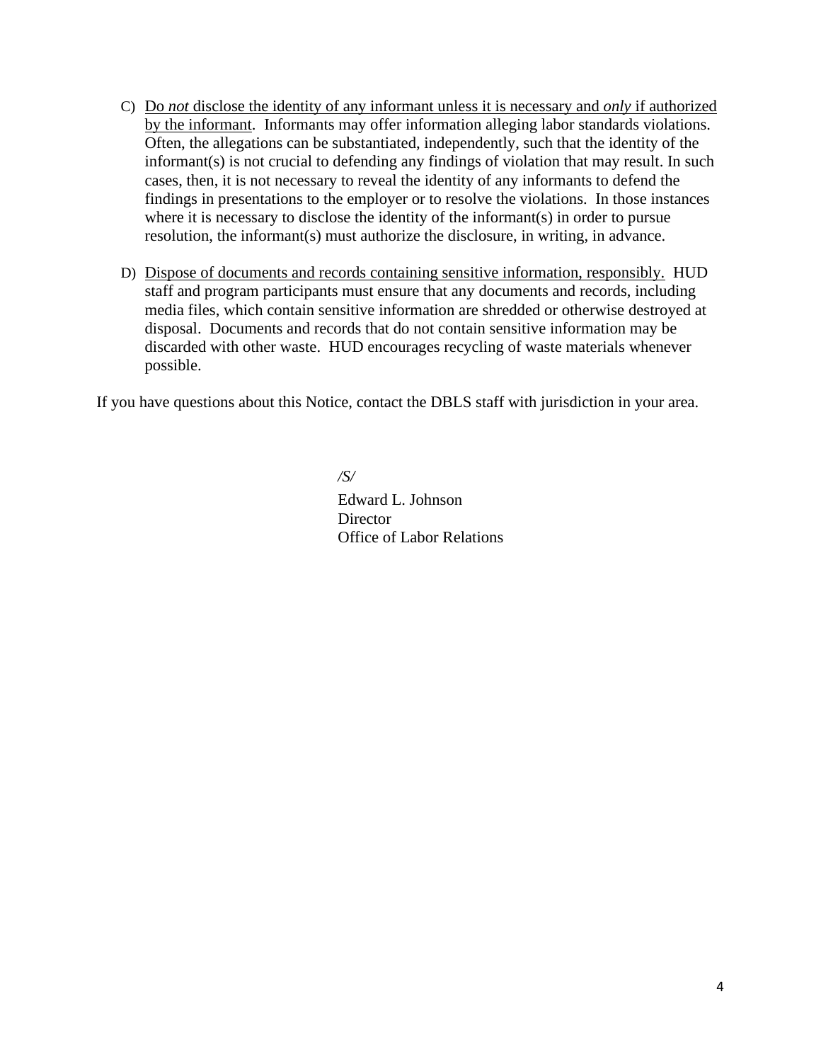C) Do *not* disclose the identity of any informant unless it is necessary and *only* if authorized by the informant. Informants may offer information alleging labor standards violations. Often, the allegations can be substantiated, independently, such that the identity of the informant(s) is not crucial to defending any findings of violation that may result. In such cases, then, it is not necessary to reveal the identity of any informants to defend the findings in presentations to the employer or to resolve the violations. In those instances where it is necessary to disclose the identity of the informant(s) in order to pursue resolution, the informant(s) must authorize the disclosure, in writing, in advance.

D) Dispose of documents and records containing sensitive information, responsibly. HUD staff and program participants must ensure that any documents and records, including media files, which contain sensitive information are shredded or otherwise destroyed at disposal. Documents and records that do not contain sensitive information may be discarded with other waste. HUD encourages recycling of waste materials whenever possible.

If you have questions about this Notice, contact the DBLS staff with jurisdiction in your area.

*/S/*

Edward L. Johnson
Director
Office of Labor Relations